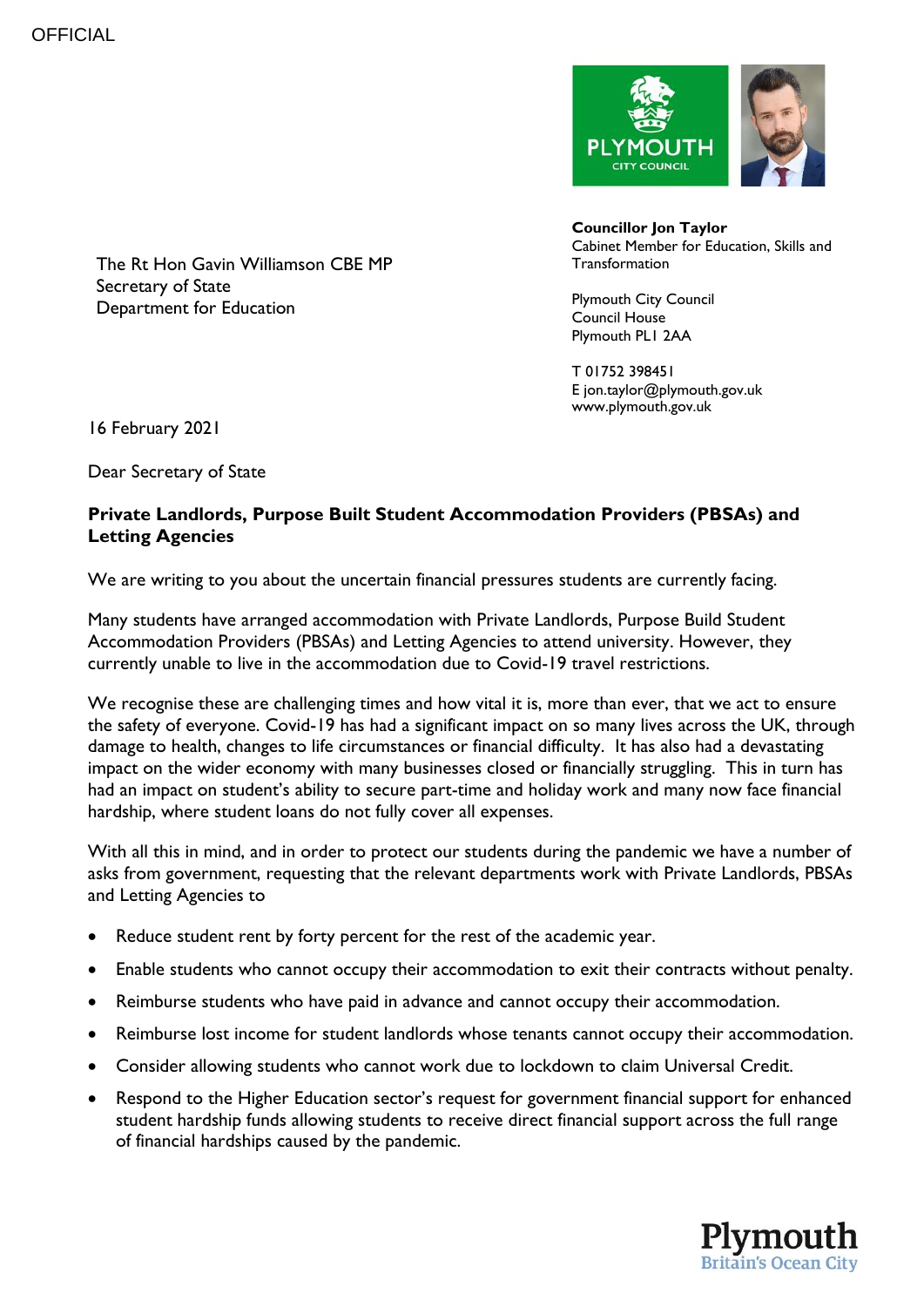OFFICIAL

**Councillor Jon Taylor**
Cabinet Member for Education, Skills and Transformation

Plymouth City Council
Council House
Plymouth PL1 2AA

T 01752 398451
E jon.taylor@plymouth.gov.uk
www.plymouth.gov.uk

The Rt Hon Gavin Williamson CBE MP
Secretary of State
Department for Education

16 February 2021

Dear Secretary of State

**Private Landlords, Purpose Built Student Accommodation Providers (PBSAs) and Letting Agencies**

We are writing to you about the uncertain financial pressures students are currently facing.

Many students have arranged accommodation with Private Landlords, Purpose Build Student Accommodation Providers (PBSAs) and Letting Agencies to attend university. However, they currently unable to live in the accommodation due to Covid-19 travel restrictions.

We recognise these are challenging times and how vital it is, more than ever, that we act to ensure the safety of everyone. Covid-19 has had a significant impact on so many lives across the UK, through damage to health, changes to life circumstances or financial difficulty. It has also had a devastating impact on the wider economy with many businesses closed or financially struggling. This in turn has had an impact on student's ability to secure part-time and holiday work and many now face financial hardship, where student loans do not fully cover all expenses.

With all this in mind, and in order to protect our students during the pandemic we have a number of asks from government, requesting that the relevant departments work with Private Landlords, PBSAs and Letting Agencies to

- Reduce student rent by forty percent for the rest of the academic year.
- Enable students who cannot occupy their accommodation to exit their contracts without penalty.
- Reimburse students who have paid in advance and cannot occupy their accommodation.
- Reimburse lost income for student landlords whose tenants cannot occupy their accommodation.
- Consider allowing students who cannot work due to lockdown to claim Universal Credit.
- Respond to the Higher Education sector's request for government financial support for enhanced student hardship funds allowing students to receive direct financial support across the full range of financial hardships caused by the pandemic.

Plymouth
Britain's Ocean City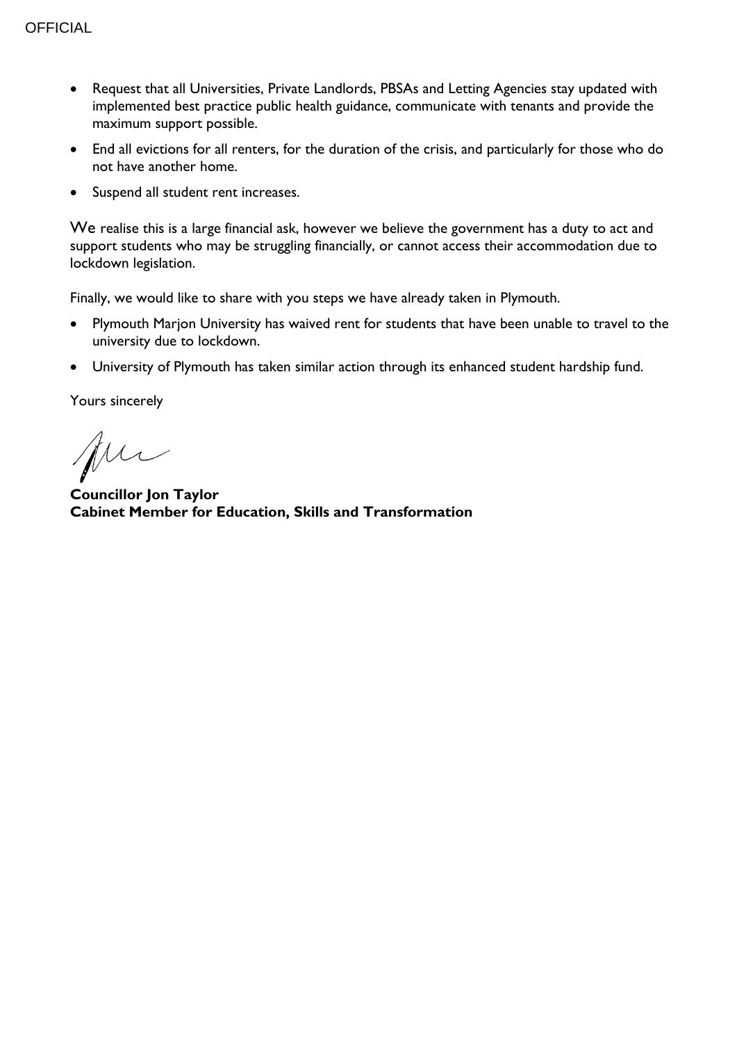- Request that all Universities, Private Landlords, PBSAs and Letting Agencies stay updated with implemented best practice public health guidance, communicate with tenants and provide the maximum support possible.
- End all evictions for all renters, for the duration of the crisis, and particularly for those who do not have another home.
- Suspend all student rent increases.

We realise this is a large financial ask, however we believe the government has a duty to act and support students who may be struggling financially, or cannot access their accommodation due to lockdown legislation.

Finally, we would like to share with you steps we have already taken in Plymouth.

- Plymouth Marjon University has waived rent for students that have been unable to travel to the university due to lockdown.
- University of Plymouth has taken similar action through its enhanced student hardship fund.

Yours sincerely

**Councillor Jon Taylor**
**Cabinet Member for Education, Skills and Transformation**